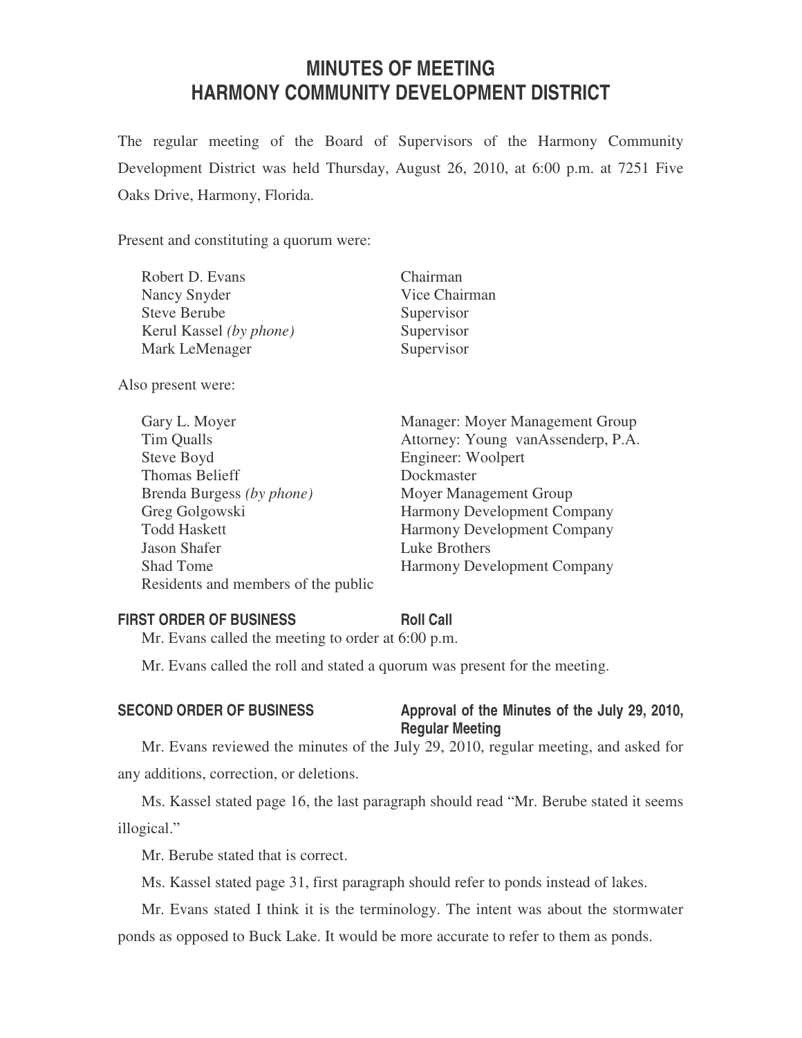# MINUTES OF MEETING
# HARMONY COMMUNITY DEVELOPMENT DISTRICT

The regular meeting of the Board of Supervisors of the Harmony Community Development District was held Thursday, August 26, 2010, at 6:00 p.m. at 7251 Five Oaks Drive, Harmony, Florida.

Present and constituting a quorum were:

| | |
|---|---|
| Robert D. Evans | Chairman |
| Nancy Snyder | Vice Chairman |
| Steve Berube | Supervisor |
| Kerul Kassel *(by phone)* | Supervisor |
| Mark LeMenager | Supervisor |

Also present were:

| | |
|---|---|
| Gary L. Moyer | Manager: Moyer Management Group |
| Tim Qualls | Attorney: Young vanAssenderp, P.A. |
| Steve Boyd | Engineer: Woolpert |
| Thomas Belieff | Dockmaster |
| Brenda Burgess *(by phone)* | Moyer Management Group |
| Greg Golgowski | Harmony Development Company |
| Todd Haskett | Harmony Development Company |
| Jason Shafer | Luke Brothers |
| Shad Tome | Harmony Development Company |
| Residents and members of the public | |

**FIRST ORDER OF BUSINESS** **Roll Call**

Mr. Evans called the meeting to order at 6:00 p.m.

Mr. Evans called the roll and stated a quorum was present for the meeting.

**SECOND ORDER OF BUSINESS** **Approval of the Minutes of the July 29, 2010, Regular Meeting**

Mr. Evans reviewed the minutes of the July 29, 2010, regular meeting, and asked for any additions, correction, or deletions.

Ms. Kassel stated page 16, the last paragraph should read "Mr. Berube stated it seems illogical."

Mr. Berube stated that is correct.

Ms. Kassel stated page 31, first paragraph should refer to ponds instead of lakes.

Mr. Evans stated I think it is the terminology. The intent was about the stormwater ponds as opposed to Buck Lake. It would be more accurate to refer to them as ponds.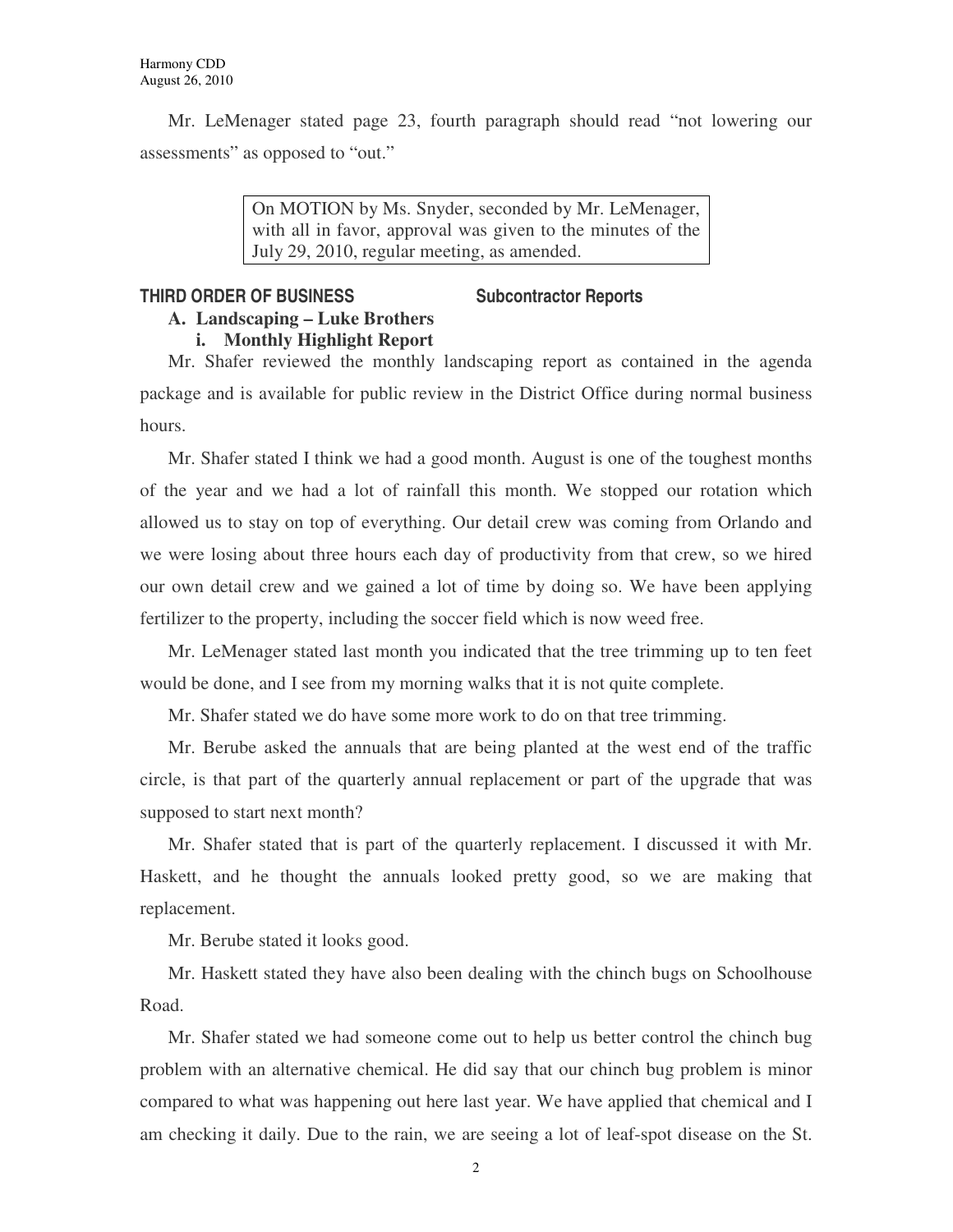Mr. LeMenager stated page 23, fourth paragraph should read "not lowering our assessments" as opposed to "out."

> On MOTION by Ms. Snyder, seconded by Mr. LeMenager, with all in favor, approval was given to the minutes of the July 29, 2010, regular meeting, as amended.

**THIRD ORDER OF BUSINESS Subcontractor Reports**

**A. Landscaping – Luke Brothers**

**i. Monthly Highlight Report**

Mr. Shafer reviewed the monthly landscaping report as contained in the agenda package and is available for public review in the District Office during normal business hours.

Mr. Shafer stated I think we had a good month. August is one of the toughest months of the year and we had a lot of rainfall this month. We stopped our rotation which allowed us to stay on top of everything. Our detail crew was coming from Orlando and we were losing about three hours each day of productivity from that crew, so we hired our own detail crew and we gained a lot of time by doing so. We have been applying fertilizer to the property, including the soccer field which is now weed free.

Mr. LeMenager stated last month you indicated that the tree trimming up to ten feet would be done, and I see from my morning walks that it is not quite complete.

Mr. Shafer stated we do have some more work to do on that tree trimming.

Mr. Berube asked the annuals that are being planted at the west end of the traffic circle, is that part of the quarterly annual replacement or part of the upgrade that was supposed to start next month?

Mr. Shafer stated that is part of the quarterly replacement. I discussed it with Mr. Haskett, and he thought the annuals looked pretty good, so we are making that replacement.

Mr. Berube stated it looks good.

Mr. Haskett stated they have also been dealing with the chinch bugs on Schoolhouse Road.

Mr. Shafer stated we had someone come out to help us better control the chinch bug problem with an alternative chemical. He did say that our chinch bug problem is minor compared to what was happening out here last year. We have applied that chemical and I am checking it daily. Due to the rain, we are seeing a lot of leaf-spot disease on the St.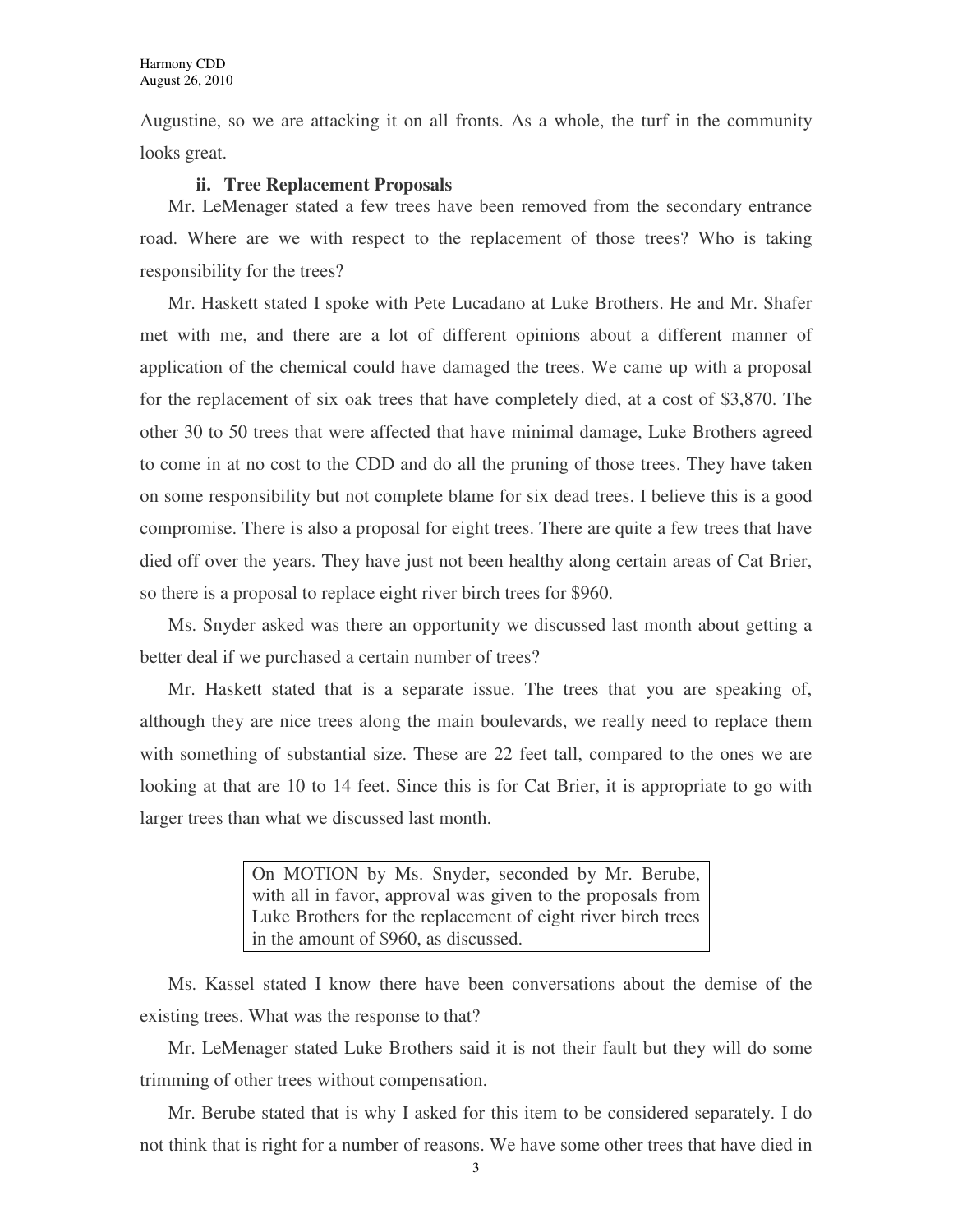Augustine, so we are attacking it on all fronts. As a whole, the turf in the community looks great.

**ii. Tree Replacement Proposals**

Mr. LeMenager stated a few trees have been removed from the secondary entrance road. Where are we with respect to the replacement of those trees? Who is taking responsibility for the trees?

Mr. Haskett stated I spoke with Pete Lucadano at Luke Brothers. He and Mr. Shafer met with me, and there are a lot of different opinions about a different manner of application of the chemical could have damaged the trees. We came up with a proposal for the replacement of six oak trees that have completely died, at a cost of $3,870. The other 30 to 50 trees that were affected that have minimal damage, Luke Brothers agreed to come in at no cost to the CDD and do all the pruning of those trees. They have taken on some responsibility but not complete blame for six dead trees. I believe this is a good compromise. There is also a proposal for eight trees. There are quite a few trees that have died off over the years. They have just not been healthy along certain areas of Cat Brier, so there is a proposal to replace eight river birch trees for $960.

Ms. Snyder asked was there an opportunity we discussed last month about getting a better deal if we purchased a certain number of trees?

Mr. Haskett stated that is a separate issue. The trees that you are speaking of, although they are nice trees along the main boulevards, we really need to replace them with something of substantial size. These are 22 feet tall, compared to the ones we are looking at that are 10 to 14 feet. Since this is for Cat Brier, it is appropriate to go with larger trees than what we discussed last month.

> On MOTION by Ms. Snyder, seconded by Mr. Berube, with all in favor, approval was given to the proposals from Luke Brothers for the replacement of eight river birch trees in the amount of $960, as discussed.

Ms. Kassel stated I know there have been conversations about the demise of the existing trees. What was the response to that?

Mr. LeMenager stated Luke Brothers said it is not their fault but they will do some trimming of other trees without compensation.

Mr. Berube stated that is why I asked for this item to be considered separately. I do not think that is right for a number of reasons. We have some other trees that have died in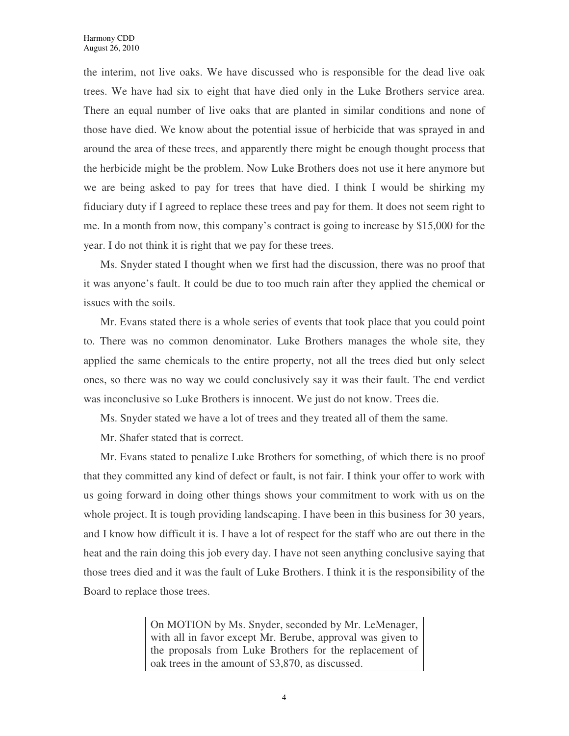the interim, not live oaks. We have discussed who is responsible for the dead live oak trees. We have had six to eight that have died only in the Luke Brothers service area. There an equal number of live oaks that are planted in similar conditions and none of those have died. We know about the potential issue of herbicide that was sprayed in and around the area of these trees, and apparently there might be enough thought process that the herbicide might be the problem. Now Luke Brothers does not use it here anymore but we are being asked to pay for trees that have died. I think I would be shirking my fiduciary duty if I agreed to replace these trees and pay for them. It does not seem right to me. In a month from now, this company's contract is going to increase by $15,000 for the year. I do not think it is right that we pay for these trees.

Ms. Snyder stated I thought when we first had the discussion, there was no proof that it was anyone's fault. It could be due to too much rain after they applied the chemical or issues with the soils.

Mr. Evans stated there is a whole series of events that took place that you could point to. There was no common denominator. Luke Brothers manages the whole site, they applied the same chemicals to the entire property, not all the trees died but only select ones, so there was no way we could conclusively say it was their fault. The end verdict was inconclusive so Luke Brothers is innocent. We just do not know. Trees die.

Ms. Snyder stated we have a lot of trees and they treated all of them the same.

Mr. Shafer stated that is correct.

Mr. Evans stated to penalize Luke Brothers for something, of which there is no proof that they committed any kind of defect or fault, is not fair. I think your offer to work with us going forward in doing other things shows your commitment to work with us on the whole project. It is tough providing landscaping. I have been in this business for 30 years, and I know how difficult it is. I have a lot of respect for the staff who are out there in the heat and the rain doing this job every day. I have not seen anything conclusive saying that those trees died and it was the fault of Luke Brothers. I think it is the responsibility of the Board to replace those trees.

> On MOTION by Ms. Snyder, seconded by Mr. LeMenager, with all in favor except Mr. Berube, approval was given to the proposals from Luke Brothers for the replacement of oak trees in the amount of $3,870, as discussed.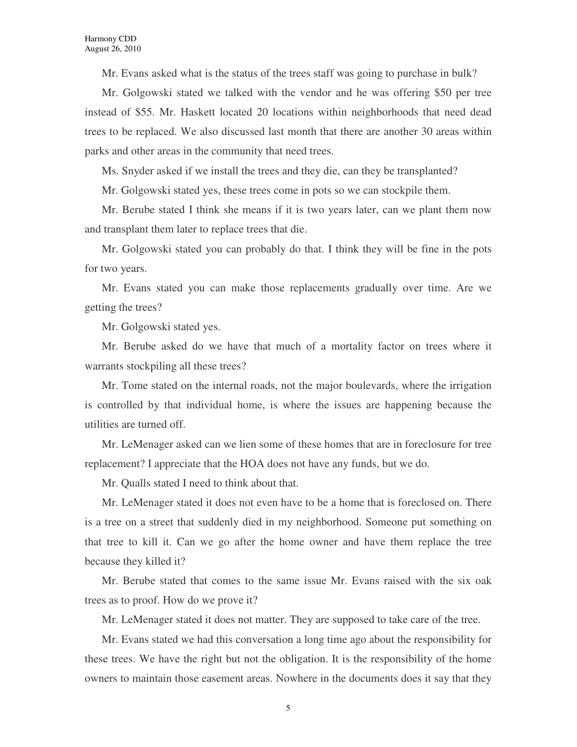Mr. Evans asked what is the status of the trees staff was going to purchase in bulk?

Mr. Golgowski stated we talked with the vendor and he was offering \$50 per tree instead of \$55. Mr. Haskett located 20 locations within neighborhoods that need dead trees to be replaced. We also discussed last month that there are another 30 areas within parks and other areas in the community that need trees.

Ms. Snyder asked if we install the trees and they die, can they be transplanted?

Mr. Golgowski stated yes, these trees come in pots so we can stockpile them.

Mr. Berube stated I think she means if it is two years later, can we plant them now and transplant them later to replace trees that die.

Mr. Golgowski stated you can probably do that. I think they will be fine in the pots for two years.

Mr. Evans stated you can make those replacements gradually over time. Are we getting the trees?

Mr. Golgowski stated yes.

Mr. Berube asked do we have that much of a mortality factor on trees where it warrants stockpiling all these trees?

Mr. Tome stated on the internal roads, not the major boulevards, where the irrigation is controlled by that individual home, is where the issues are happening because the utilities are turned off.

Mr. LeMenager asked can we lien some of these homes that are in foreclosure for tree replacement? I appreciate that the HOA does not have any funds, but we do.

Mr. Qualls stated I need to think about that.

Mr. LeMenager stated it does not even have to be a home that is foreclosed on. There is a tree on a street that suddenly died in my neighborhood. Someone put something on that tree to kill it. Can we go after the home owner and have them replace the tree because they killed it?

Mr. Berube stated that comes to the same issue Mr. Evans raised with the six oak trees as to proof. How do we prove it?

Mr. LeMenager stated it does not matter. They are supposed to take care of the tree.

Mr. Evans stated we had this conversation a long time ago about the responsibility for these trees. We have the right but not the obligation. It is the responsibility of the home owners to maintain those easement areas. Nowhere in the documents does it say that they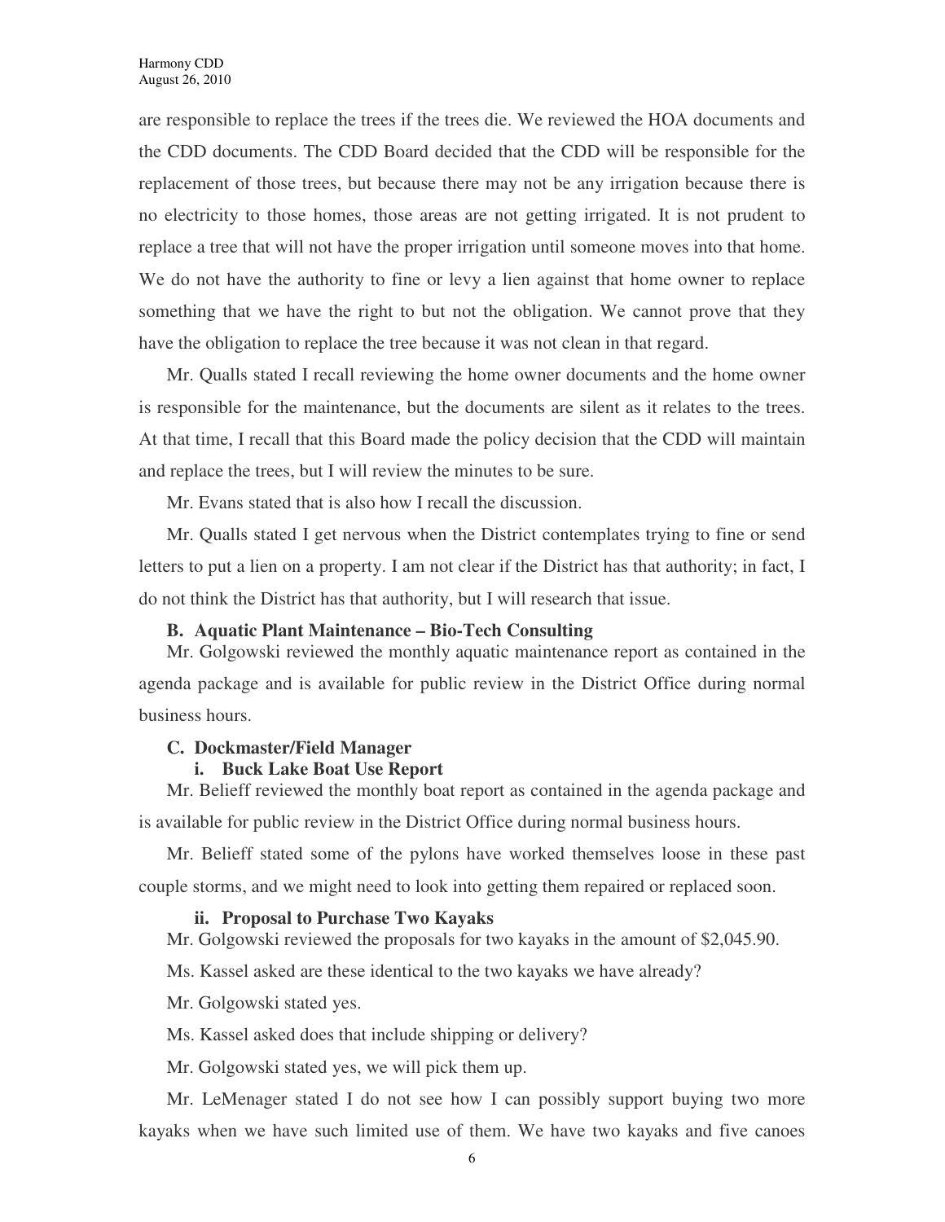are responsible to replace the trees if the trees die. We reviewed the HOA documents and the CDD documents. The CDD Board decided that the CDD will be responsible for the replacement of those trees, but because there may not be any irrigation because there is no electricity to those homes, those areas are not getting irrigated. It is not prudent to replace a tree that will not have the proper irrigation until someone moves into that home. We do not have the authority to fine or levy a lien against that home owner to replace something that we have the right to but not the obligation. We cannot prove that they have the obligation to replace the tree because it was not clean in that regard.

Mr. Qualls stated I recall reviewing the home owner documents and the home owner is responsible for the maintenance, but the documents are silent as it relates to the trees. At that time, I recall that this Board made the policy decision that the CDD will maintain and replace the trees, but I will review the minutes to be sure.

Mr. Evans stated that is also how I recall the discussion.

Mr. Qualls stated I get nervous when the District contemplates trying to fine or send letters to put a lien on a property. I am not clear if the District has that authority; in fact, I do not think the District has that authority, but I will research that issue.

**B. Aquatic Plant Maintenance – Bio-Tech Consulting**

Mr. Golgowski reviewed the monthly aquatic maintenance report as contained in the agenda package and is available for public review in the District Office during normal business hours.

**C. Dockmaster/Field Manager**

**i. Buck Lake Boat Use Report**

Mr. Belieff reviewed the monthly boat report as contained in the agenda package and is available for public review in the District Office during normal business hours.

Mr. Belieff stated some of the pylons have worked themselves loose in these past couple storms, and we might need to look into getting them repaired or replaced soon.

**ii. Proposal to Purchase Two Kayaks**

Mr. Golgowski reviewed the proposals for two kayaks in the amount of $2,045.90.

Ms. Kassel asked are these identical to the two kayaks we have already?

Mr. Golgowski stated yes.

Ms. Kassel asked does that include shipping or delivery?

Mr. Golgowski stated yes, we will pick them up.

Mr. LeMenager stated I do not see how I can possibly support buying two more kayaks when we have such limited use of them. We have two kayaks and five canoes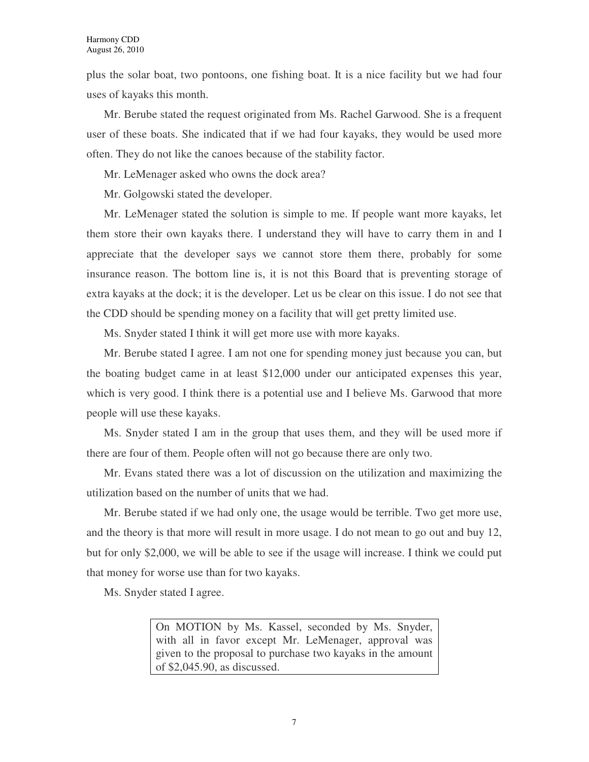plus the solar boat, two pontoons, one fishing boat. It is a nice facility but we had four uses of kayaks this month.

Mr. Berube stated the request originated from Ms. Rachel Garwood. She is a frequent user of these boats. She indicated that if we had four kayaks, they would be used more often. They do not like the canoes because of the stability factor.

Mr. LeMenager asked who owns the dock area?

Mr. Golgowski stated the developer.

Mr. LeMenager stated the solution is simple to me. If people want more kayaks, let them store their own kayaks there. I understand they will have to carry them in and I appreciate that the developer says we cannot store them there, probably for some insurance reason. The bottom line is, it is not this Board that is preventing storage of extra kayaks at the dock; it is the developer. Let us be clear on this issue. I do not see that the CDD should be spending money on a facility that will get pretty limited use.

Ms. Snyder stated I think it will get more use with more kayaks.

Mr. Berube stated I agree. I am not one for spending money just because you can, but the boating budget came in at least $12,000 under our anticipated expenses this year, which is very good. I think there is a potential use and I believe Ms. Garwood that more people will use these kayaks.

Ms. Snyder stated I am in the group that uses them, and they will be used more if there are four of them. People often will not go because there are only two.

Mr. Evans stated there was a lot of discussion on the utilization and maximizing the utilization based on the number of units that we had.

Mr. Berube stated if we had only one, the usage would be terrible. Two get more use, and the theory is that more will result in more usage. I do not mean to go out and buy 12, but for only $2,000, we will be able to see if the usage will increase. I think we could put that money for worse use than for two kayaks.

Ms. Snyder stated I agree.

> On MOTION by Ms. Kassel, seconded by Ms. Snyder, with all in favor except Mr. LeMenager, approval was given to the proposal to purchase two kayaks in the amount of $2,045.90, as discussed.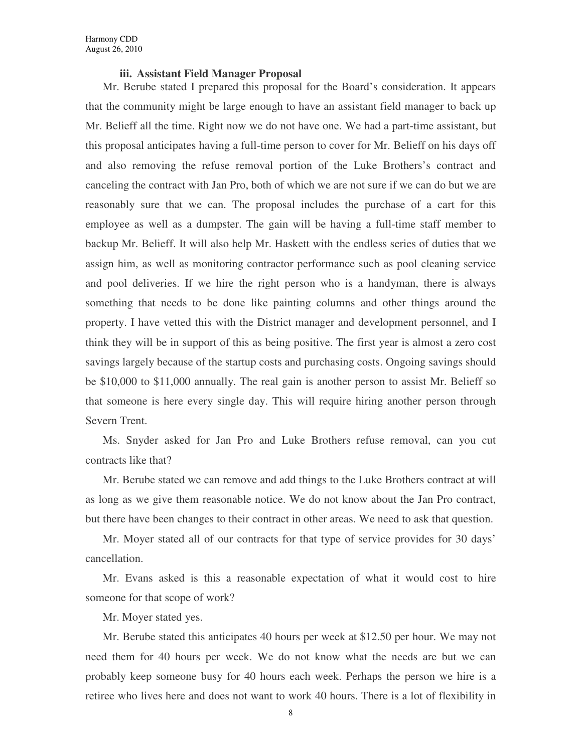**iii. Assistant Field Manager Proposal**

Mr. Berube stated I prepared this proposal for the Board's consideration. It appears that the community might be large enough to have an assistant field manager to back up Mr. Belieff all the time. Right now we do not have one. We had a part-time assistant, but this proposal anticipates having a full-time person to cover for Mr. Belieff on his days off and also removing the refuse removal portion of the Luke Brothers's contract and canceling the contract with Jan Pro, both of which we are not sure if we can do but we are reasonably sure that we can. The proposal includes the purchase of a cart for this employee as well as a dumpster. The gain will be having a full-time staff member to backup Mr. Belieff. It will also help Mr. Haskett with the endless series of duties that we assign him, as well as monitoring contractor performance such as pool cleaning service and pool deliveries. If we hire the right person who is a handyman, there is always something that needs to be done like painting columns and other things around the property. I have vetted this with the District manager and development personnel, and I think they will be in support of this as being positive. The first year is almost a zero cost savings largely because of the startup costs and purchasing costs. Ongoing savings should be $10,000 to $11,000 annually. The real gain is another person to assist Mr. Belieff so that someone is here every single day. This will require hiring another person through Severn Trent.

Ms. Snyder asked for Jan Pro and Luke Brothers refuse removal, can you cut contracts like that?

Mr. Berube stated we can remove and add things to the Luke Brothers contract at will as long as we give them reasonable notice. We do not know about the Jan Pro contract, but there have been changes to their contract in other areas. We need to ask that question.

Mr. Moyer stated all of our contracts for that type of service provides for 30 days' cancellation.

Mr. Evans asked is this a reasonable expectation of what it would cost to hire someone for that scope of work?

Mr. Moyer stated yes.

Mr. Berube stated this anticipates 40 hours per week at $12.50 per hour. We may not need them for 40 hours per week. We do not know what the needs are but we can probably keep someone busy for 40 hours each week. Perhaps the person we hire is a retiree who lives here and does not want to work 40 hours. There is a lot of flexibility in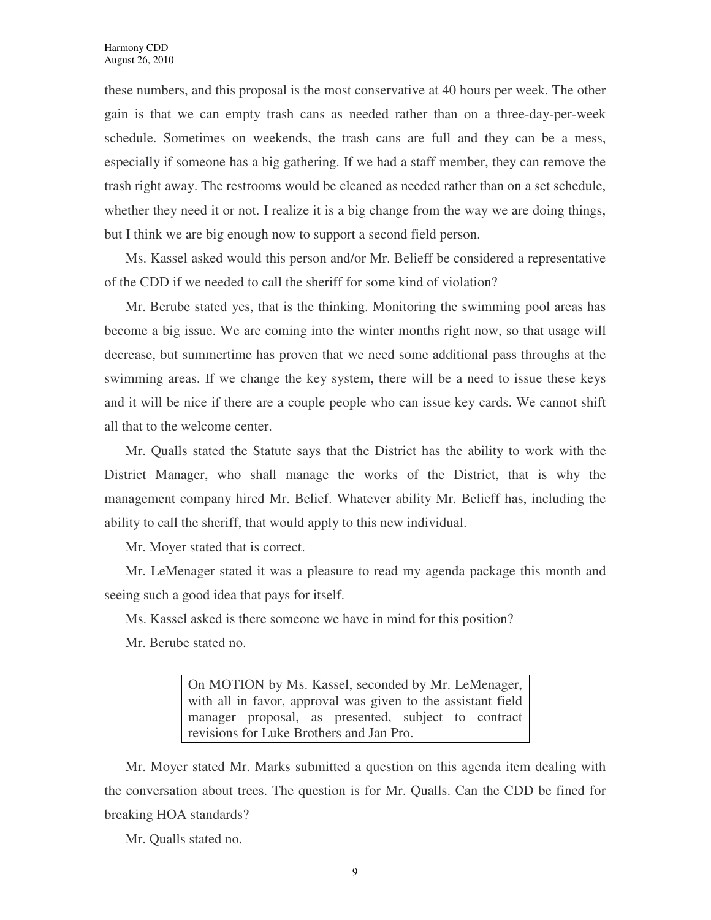these numbers, and this proposal is the most conservative at 40 hours per week. The other gain is that we can empty trash cans as needed rather than on a three-day-per-week schedule. Sometimes on weekends, the trash cans are full and they can be a mess, especially if someone has a big gathering. If we had a staff member, they can remove the trash right away. The restrooms would be cleaned as needed rather than on a set schedule, whether they need it or not. I realize it is a big change from the way we are doing things, but I think we are big enough now to support a second field person.

Ms. Kassel asked would this person and/or Mr. Belieff be considered a representative of the CDD if we needed to call the sheriff for some kind of violation?

Mr. Berube stated yes, that is the thinking. Monitoring the swimming pool areas has become a big issue. We are coming into the winter months right now, so that usage will decrease, but summertime has proven that we need some additional pass throughs at the swimming areas. If we change the key system, there will be a need to issue these keys and it will be nice if there are a couple people who can issue key cards. We cannot shift all that to the welcome center.

Mr. Qualls stated the Statute says that the District has the ability to work with the District Manager, who shall manage the works of the District, that is why the management company hired Mr. Belief. Whatever ability Mr. Belieff has, including the ability to call the sheriff, that would apply to this new individual.

Mr. Moyer stated that is correct.

Mr. LeMenager stated it was a pleasure to read my agenda package this month and seeing such a good idea that pays for itself.

Ms. Kassel asked is there someone we have in mind for this position?

Mr. Berube stated no.

> On MOTION by Ms. Kassel, seconded by Mr. LeMenager, with all in favor, approval was given to the assistant field manager proposal, as presented, subject to contract revisions for Luke Brothers and Jan Pro.

Mr. Moyer stated Mr. Marks submitted a question on this agenda item dealing with the conversation about trees. The question is for Mr. Qualls. Can the CDD be fined for breaking HOA standards?

Mr. Qualls stated no.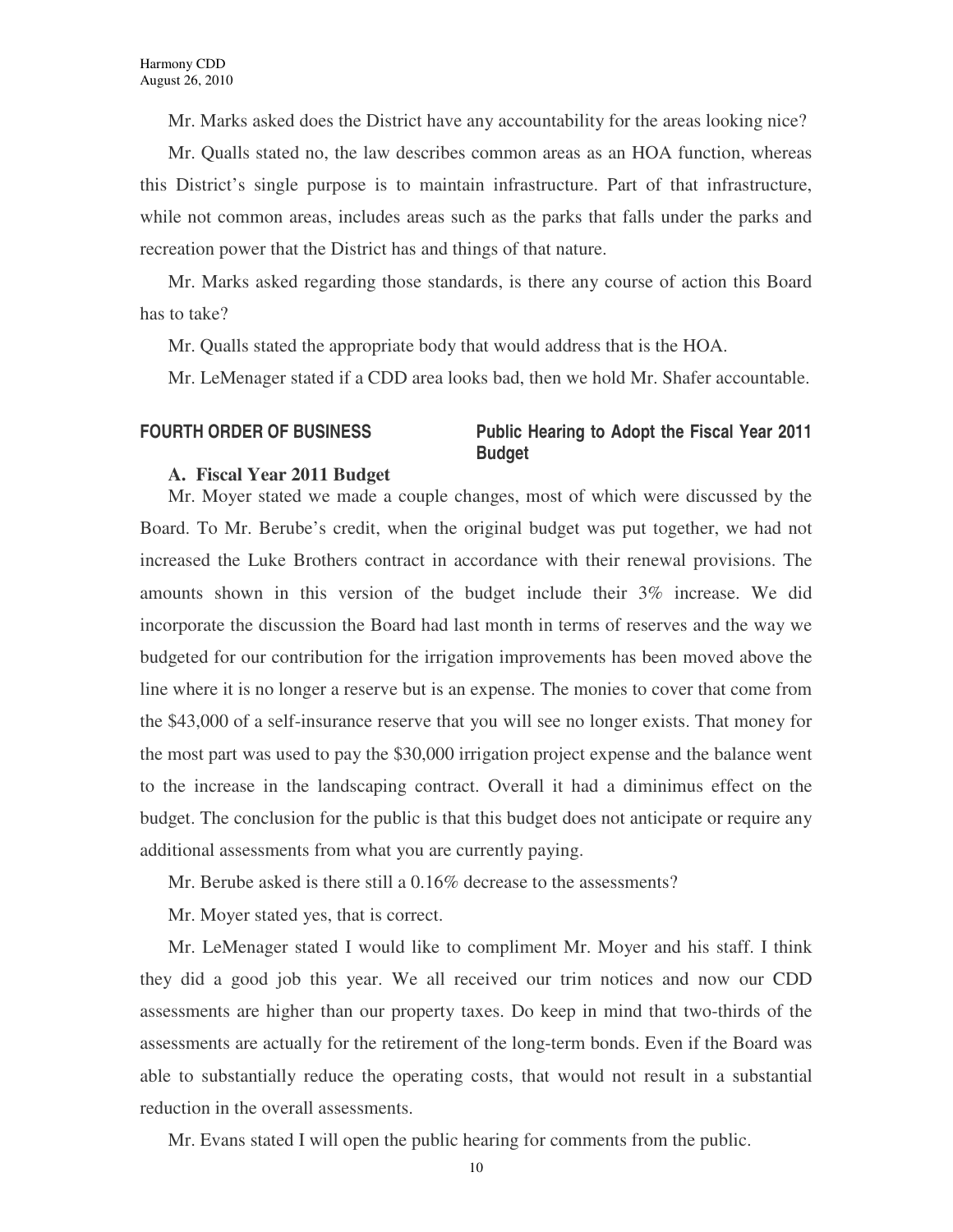Mr. Marks asked does the District have any accountability for the areas looking nice?

Mr. Qualls stated no, the law describes common areas as an HOA function, whereas this District's single purpose is to maintain infrastructure. Part of that infrastructure, while not common areas, includes areas such as the parks that falls under the parks and recreation power that the District has and things of that nature.

Mr. Marks asked regarding those standards, is there any course of action this Board has to take?

Mr. Qualls stated the appropriate body that would address that is the HOA.

Mr. LeMenager stated if a CDD area looks bad, then we hold Mr. Shafer accountable.

## FOURTH ORDER OF BUSINESS — Public Hearing to Adopt the Fiscal Year 2011 Budget

**A. Fiscal Year 2011 Budget**

Mr. Moyer stated we made a couple changes, most of which were discussed by the Board. To Mr. Berube's credit, when the original budget was put together, we had not increased the Luke Brothers contract in accordance with their renewal provisions. The amounts shown in this version of the budget include their 3% increase. We did incorporate the discussion the Board had last month in terms of reserves and the way we budgeted for our contribution for the irrigation improvements has been moved above the line where it is no longer a reserve but is an expense. The monies to cover that come from the $43,000 of a self-insurance reserve that you will see no longer exists. That money for the most part was used to pay the $30,000 irrigation project expense and the balance went to the increase in the landscaping contract. Overall it had a diminimus effect on the budget. The conclusion for the public is that this budget does not anticipate or require any additional assessments from what you are currently paying.

Mr. Berube asked is there still a 0.16% decrease to the assessments?

Mr. Moyer stated yes, that is correct.

Mr. LeMenager stated I would like to compliment Mr. Moyer and his staff. I think they did a good job this year. We all received our trim notices and now our CDD assessments are higher than our property taxes. Do keep in mind that two-thirds of the assessments are actually for the retirement of the long-term bonds. Even if the Board was able to substantially reduce the operating costs, that would not result in a substantial reduction in the overall assessments.

Mr. Evans stated I will open the public hearing for comments from the public.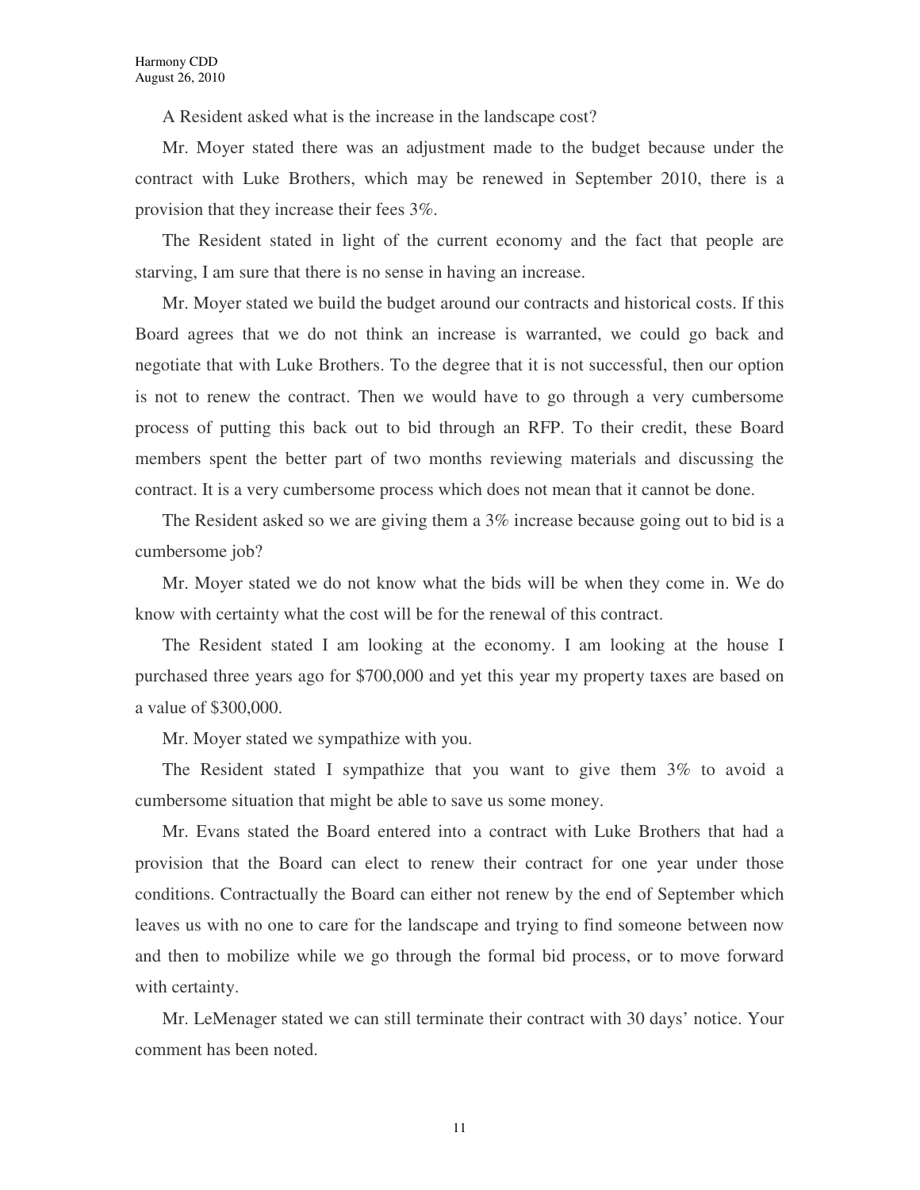A Resident asked what is the increase in the landscape cost?

Mr. Moyer stated there was an adjustment made to the budget because under the contract with Luke Brothers, which may be renewed in September 2010, there is a provision that they increase their fees 3%.

The Resident stated in light of the current economy and the fact that people are starving, I am sure that there is no sense in having an increase.

Mr. Moyer stated we build the budget around our contracts and historical costs. If this Board agrees that we do not think an increase is warranted, we could go back and negotiate that with Luke Brothers. To the degree that it is not successful, then our option is not to renew the contract. Then we would have to go through a very cumbersome process of putting this back out to bid through an RFP. To their credit, these Board members spent the better part of two months reviewing materials and discussing the contract. It is a very cumbersome process which does not mean that it cannot be done.

The Resident asked so we are giving them a 3% increase because going out to bid is a cumbersome job?

Mr. Moyer stated we do not know what the bids will be when they come in. We do know with certainty what the cost will be for the renewal of this contract.

The Resident stated I am looking at the economy. I am looking at the house I purchased three years ago for $700,000 and yet this year my property taxes are based on a value of $300,000.

Mr. Moyer stated we sympathize with you.

The Resident stated I sympathize that you want to give them 3% to avoid a cumbersome situation that might be able to save us some money.

Mr. Evans stated the Board entered into a contract with Luke Brothers that had a provision that the Board can elect to renew their contract for one year under those conditions. Contractually the Board can either not renew by the end of September which leaves us with no one to care for the landscape and trying to find someone between now and then to mobilize while we go through the formal bid process, or to move forward with certainty.

Mr. LeMenager stated we can still terminate their contract with 30 days' notice. Your comment has been noted.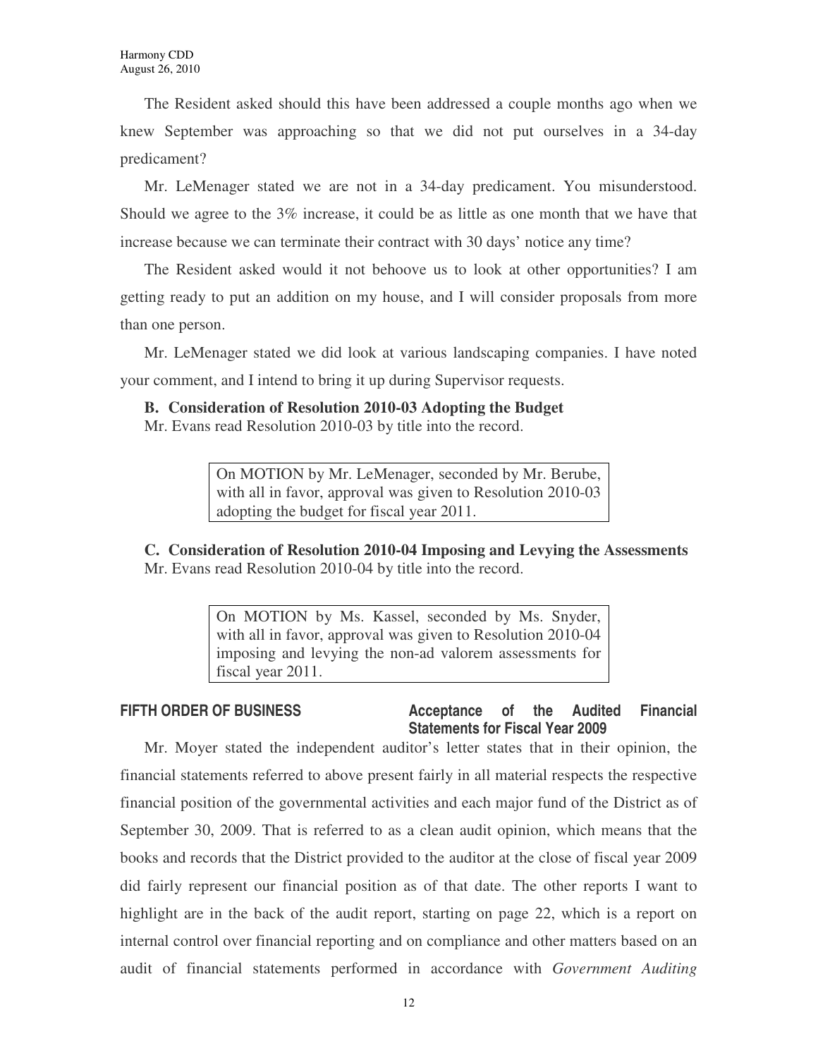The Resident asked should this have been addressed a couple months ago when we knew September was approaching so that we did not put ourselves in a 34-day predicament?

Mr. LeMenager stated we are not in a 34-day predicament. You misunderstood. Should we agree to the 3% increase, it could be as little as one month that we have that increase because we can terminate their contract with 30 days' notice any time?

The Resident asked would it not behoove us to look at other opportunities? I am getting ready to put an addition on my house, and I will consider proposals from more than one person.

Mr. LeMenager stated we did look at various landscaping companies. I have noted your comment, and I intend to bring it up during Supervisor requests.

**B. Consideration of Resolution 2010-03 Adopting the Budget**

Mr. Evans read Resolution 2010-03 by title into the record.

> On MOTION by Mr. LeMenager, seconded by Mr. Berube, with all in favor, approval was given to Resolution 2010-03 adopting the budget for fiscal year 2011.

**C. Consideration of Resolution 2010-04 Imposing and Levying the Assessments**

Mr. Evans read Resolution 2010-04 by title into the record.

> On MOTION by Ms. Kassel, seconded by Ms. Snyder, with all in favor, approval was given to Resolution 2010-04 imposing and levying the non-ad valorem assessments for fiscal year 2011.

**FIFTH ORDER OF BUSINESS** **Acceptance of the Audited Financial Statements for Fiscal Year 2009**

Mr. Moyer stated the independent auditor's letter states that in their opinion, the financial statements referred to above present fairly in all material respects the respective financial position of the governmental activities and each major fund of the District as of September 30, 2009. That is referred to as a clean audit opinion, which means that the books and records that the District provided to the auditor at the close of fiscal year 2009 did fairly represent our financial position as of that date. The other reports I want to highlight are in the back of the audit report, starting on page 22, which is a report on internal control over financial reporting and on compliance and other matters based on an audit of financial statements performed in accordance with *Government Auditing*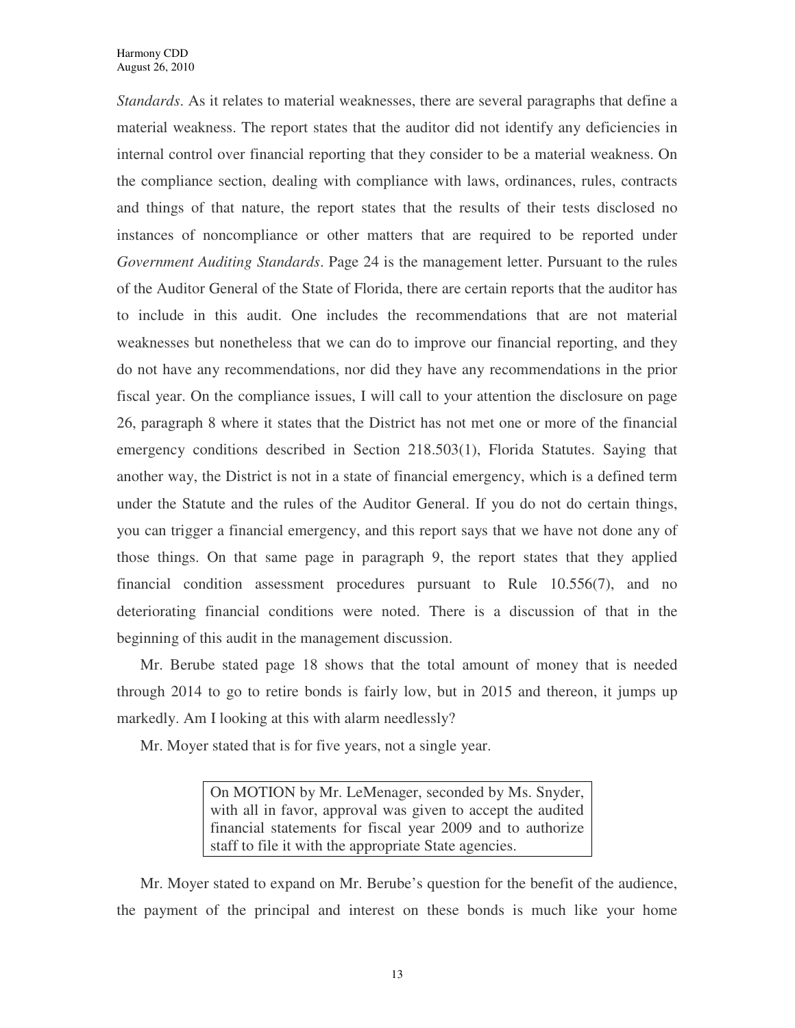*Standards*. As it relates to material weaknesses, there are several paragraphs that define a material weakness. The report states that the auditor did not identify any deficiencies in internal control over financial reporting that they consider to be a material weakness. On the compliance section, dealing with compliance with laws, ordinances, rules, contracts and things of that nature, the report states that the results of their tests disclosed no instances of noncompliance or other matters that are required to be reported under *Government Auditing Standards*. Page 24 is the management letter. Pursuant to the rules of the Auditor General of the State of Florida, there are certain reports that the auditor has to include in this audit. One includes the recommendations that are not material weaknesses but nonetheless that we can do to improve our financial reporting, and they do not have any recommendations, nor did they have any recommendations in the prior fiscal year. On the compliance issues, I will call to your attention the disclosure on page 26, paragraph 8 where it states that the District has not met one or more of the financial emergency conditions described in Section 218.503(1), Florida Statutes. Saying that another way, the District is not in a state of financial emergency, which is a defined term under the Statute and the rules of the Auditor General. If you do not do certain things, you can trigger a financial emergency, and this report says that we have not done any of those things. On that same page in paragraph 9, the report states that they applied financial condition assessment procedures pursuant to Rule 10.556(7), and no deteriorating financial conditions were noted. There is a discussion of that in the beginning of this audit in the management discussion.

Mr. Berube stated page 18 shows that the total amount of money that is needed through 2014 to go to retire bonds is fairly low, but in 2015 and thereon, it jumps up markedly. Am I looking at this with alarm needlessly?

Mr. Moyer stated that is for five years, not a single year.

> On MOTION by Mr. LeMenager, seconded by Ms. Snyder, with all in favor, approval was given to accept the audited financial statements for fiscal year 2009 and to authorize staff to file it with the appropriate State agencies.

Mr. Moyer stated to expand on Mr. Berube's question for the benefit of the audience, the payment of the principal and interest on these bonds is much like your home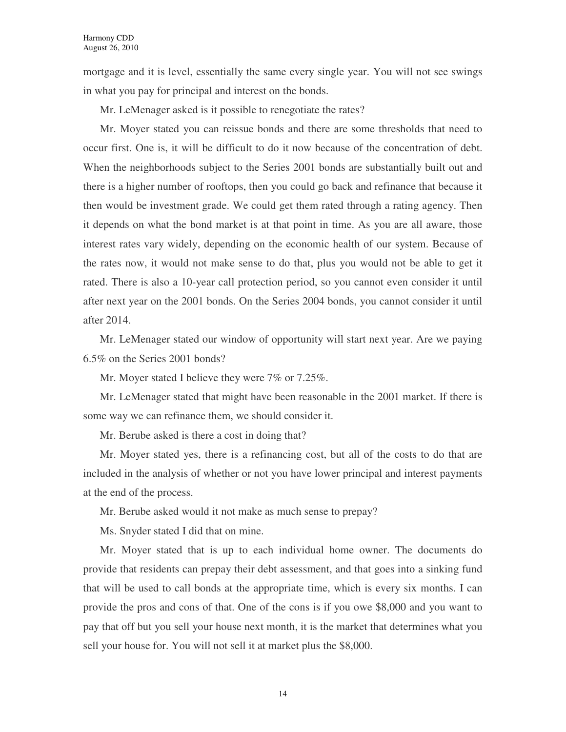mortgage and it is level, essentially the same every single year. You will not see swings in what you pay for principal and interest on the bonds.

Mr. LeMenager asked is it possible to renegotiate the rates?

Mr. Moyer stated you can reissue bonds and there are some thresholds that need to occur first. One is, it will be difficult to do it now because of the concentration of debt. When the neighborhoods subject to the Series 2001 bonds are substantially built out and there is a higher number of rooftops, then you could go back and refinance that because it then would be investment grade. We could get them rated through a rating agency. Then it depends on what the bond market is at that point in time. As you are all aware, those interest rates vary widely, depending on the economic health of our system. Because of the rates now, it would not make sense to do that, plus you would not be able to get it rated. There is also a 10-year call protection period, so you cannot even consider it until after next year on the 2001 bonds. On the Series 2004 bonds, you cannot consider it until after 2014.

Mr. LeMenager stated our window of opportunity will start next year. Are we paying 6.5% on the Series 2001 bonds?

Mr. Moyer stated I believe they were 7% or 7.25%.

Mr. LeMenager stated that might have been reasonable in the 2001 market. If there is some way we can refinance them, we should consider it.

Mr. Berube asked is there a cost in doing that?

Mr. Moyer stated yes, there is a refinancing cost, but all of the costs to do that are included in the analysis of whether or not you have lower principal and interest payments at the end of the process.

Mr. Berube asked would it not make as much sense to prepay?

Ms. Snyder stated I did that on mine.

Mr. Moyer stated that is up to each individual home owner. The documents do provide that residents can prepay their debt assessment, and that goes into a sinking fund that will be used to call bonds at the appropriate time, which is every six months. I can provide the pros and cons of that. One of the cons is if you owe $8,000 and you want to pay that off but you sell your house next month, it is the market that determines what you sell your house for. You will not sell it at market plus the $8,000.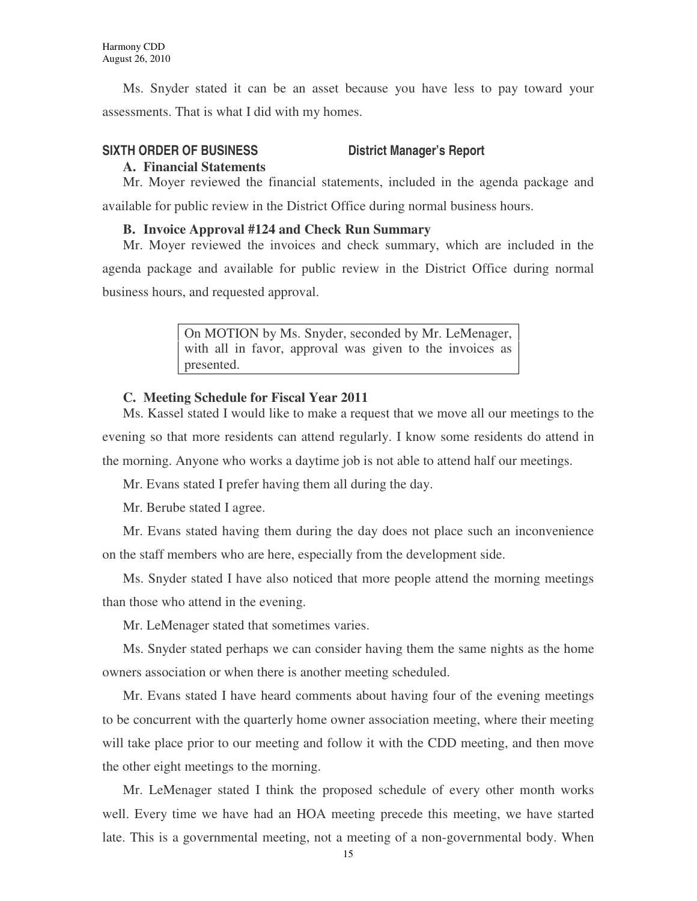Ms. Snyder stated it can be an asset because you have less to pay toward your assessments. That is what I did with my homes.

## SIXTH ORDER OF BUSINESS District Manager's Report

### A. Financial Statements

Mr. Moyer reviewed the financial statements, included in the agenda package and available for public review in the District Office during normal business hours.

### B. Invoice Approval #124 and Check Run Summary

Mr. Moyer reviewed the invoices and check summary, which are included in the agenda package and available for public review in the District Office during normal business hours, and requested approval.

> On MOTION by Ms. Snyder, seconded by Mr. LeMenager, with all in favor, approval was given to the invoices as presented.

### C. Meeting Schedule for Fiscal Year 2011

Ms. Kassel stated I would like to make a request that we move all our meetings to the evening so that more residents can attend regularly. I know some residents do attend in the morning. Anyone who works a daytime job is not able to attend half our meetings.

Mr. Evans stated I prefer having them all during the day.

Mr. Berube stated I agree.

Mr. Evans stated having them during the day does not place such an inconvenience on the staff members who are here, especially from the development side.

Ms. Snyder stated I have also noticed that more people attend the morning meetings than those who attend in the evening.

Mr. LeMenager stated that sometimes varies.

Ms. Snyder stated perhaps we can consider having them the same nights as the home owners association or when there is another meeting scheduled.

Mr. Evans stated I have heard comments about having four of the evening meetings to be concurrent with the quarterly home owner association meeting, where their meeting will take place prior to our meeting and follow it with the CDD meeting, and then move the other eight meetings to the morning.

Mr. LeMenager stated I think the proposed schedule of every other month works well. Every time we have had an HOA meeting precede this meeting, we have started late. This is a governmental meeting, not a meeting of a non-governmental body. When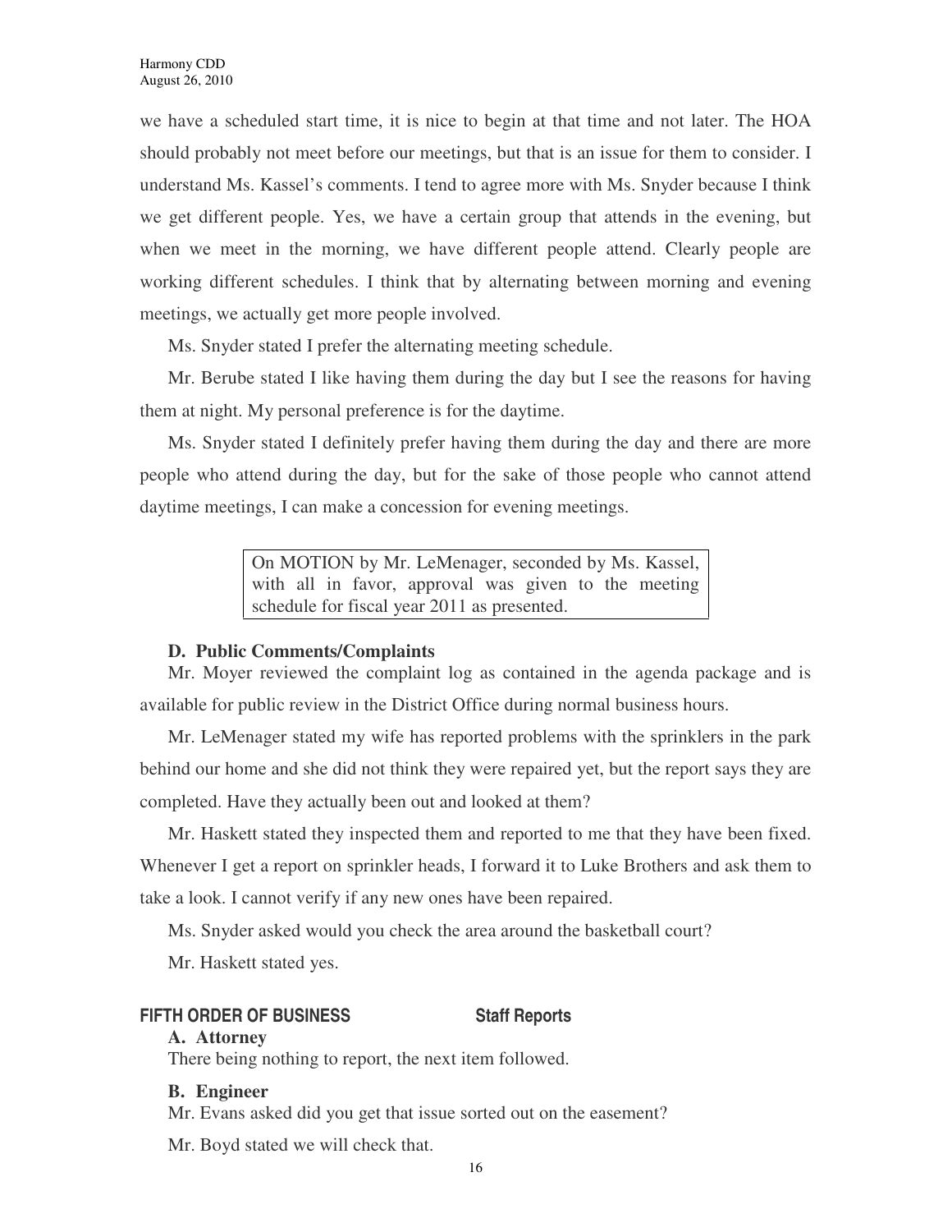we have a scheduled start time, it is nice to begin at that time and not later. The HOA should probably not meet before our meetings, but that is an issue for them to consider. I understand Ms. Kassel's comments. I tend to agree more with Ms. Snyder because I think we get different people. Yes, we have a certain group that attends in the evening, but when we meet in the morning, we have different people attend. Clearly people are working different schedules. I think that by alternating between morning and evening meetings, we actually get more people involved.

Ms. Snyder stated I prefer the alternating meeting schedule.

Mr. Berube stated I like having them during the day but I see the reasons for having them at night. My personal preference is for the daytime.

Ms. Snyder stated I definitely prefer having them during the day and there are more people who attend during the day, but for the sake of those people who cannot attend daytime meetings, I can make a concession for evening meetings.

> On MOTION by Mr. LeMenager, seconded by Ms. Kassel, with all in favor, approval was given to the meeting schedule for fiscal year 2011 as presented.

**D. Public Comments/Complaints**

Mr. Moyer reviewed the complaint log as contained in the agenda package and is available for public review in the District Office during normal business hours.

Mr. LeMenager stated my wife has reported problems with the sprinklers in the park behind our home and she did not think they were repaired yet, but the report says they are completed. Have they actually been out and looked at them?

Mr. Haskett stated they inspected them and reported to me that they have been fixed. Whenever I get a report on sprinkler heads, I forward it to Luke Brothers and ask them to take a look. I cannot verify if any new ones have been repaired.

Ms. Snyder asked would you check the area around the basketball court?

Mr. Haskett stated yes.

## FIFTH ORDER OF BUSINESS Staff Reports

**A. Attorney**

There being nothing to report, the next item followed.

**B. Engineer**

Mr. Evans asked did you get that issue sorted out on the easement?

Mr. Boyd stated we will check that.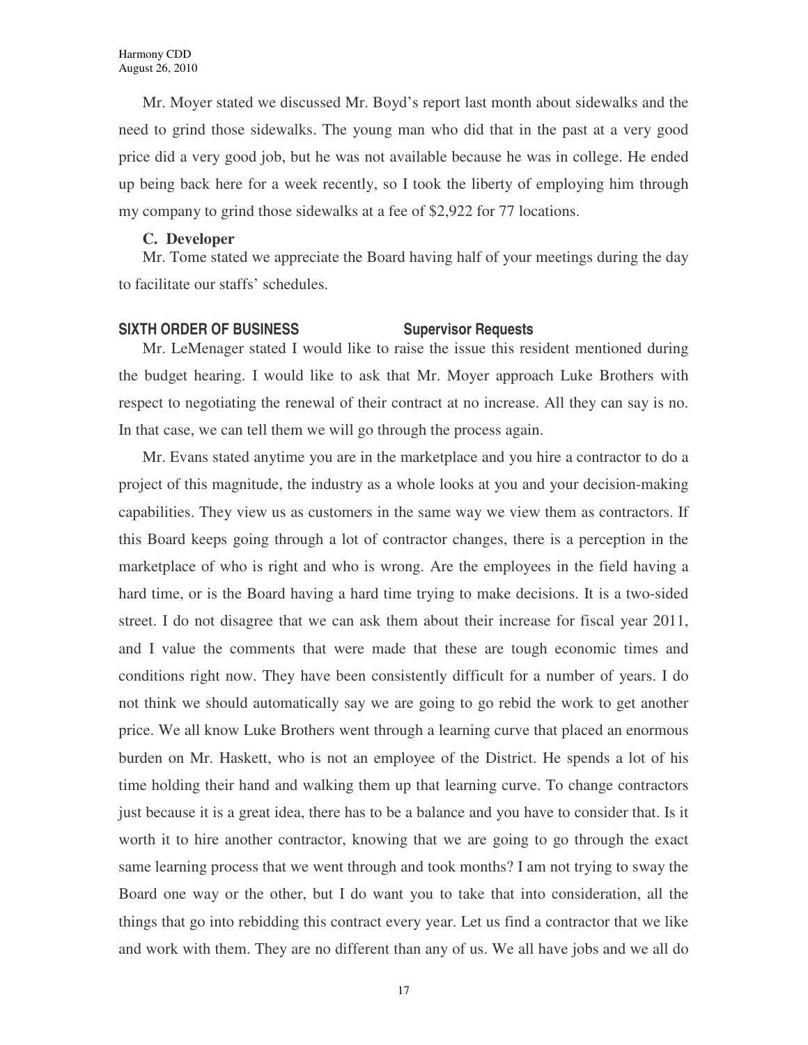Mr. Moyer stated we discussed Mr. Boyd's report last month about sidewalks and the need to grind those sidewalks. The young man who did that in the past at a very good price did a very good job, but he was not available because he was in college. He ended up being back here for a week recently, so I took the liberty of employing him through my company to grind those sidewalks at a fee of $2,922 for 77 locations.

**C. Developer**

Mr. Tome stated we appreciate the Board having half of your meetings during the day to facilitate our staffs' schedules.

## SIXTH ORDER OF BUSINESS Supervisor Requests

Mr. LeMenager stated I would like to raise the issue this resident mentioned during the budget hearing. I would like to ask that Mr. Moyer approach Luke Brothers with respect to negotiating the renewal of their contract at no increase. All they can say is no. In that case, we can tell them we will go through the process again.

Mr. Evans stated anytime you are in the marketplace and you hire a contractor to do a project of this magnitude, the industry as a whole looks at you and your decision-making capabilities. They view us as customers in the same way we view them as contractors. If this Board keeps going through a lot of contractor changes, there is a perception in the marketplace of who is right and who is wrong. Are the employees in the field having a hard time, or is the Board having a hard time trying to make decisions. It is a two-sided street. I do not disagree that we can ask them about their increase for fiscal year 2011, and I value the comments that were made that these are tough economic times and conditions right now. They have been consistently difficult for a number of years. I do not think we should automatically say we are going to go rebid the work to get another price. We all know Luke Brothers went through a learning curve that placed an enormous burden on Mr. Haskett, who is not an employee of the District. He spends a lot of his time holding their hand and walking them up that learning curve. To change contractors just because it is a great idea, there has to be a balance and you have to consider that. Is it worth it to hire another contractor, knowing that we are going to go through the exact same learning process that we went through and took months? I am not trying to sway the Board one way or the other, but I do want you to take that into consideration, all the things that go into rebidding this contract every year. Let us find a contractor that we like and work with them. They are no different than any of us. We all have jobs and we all do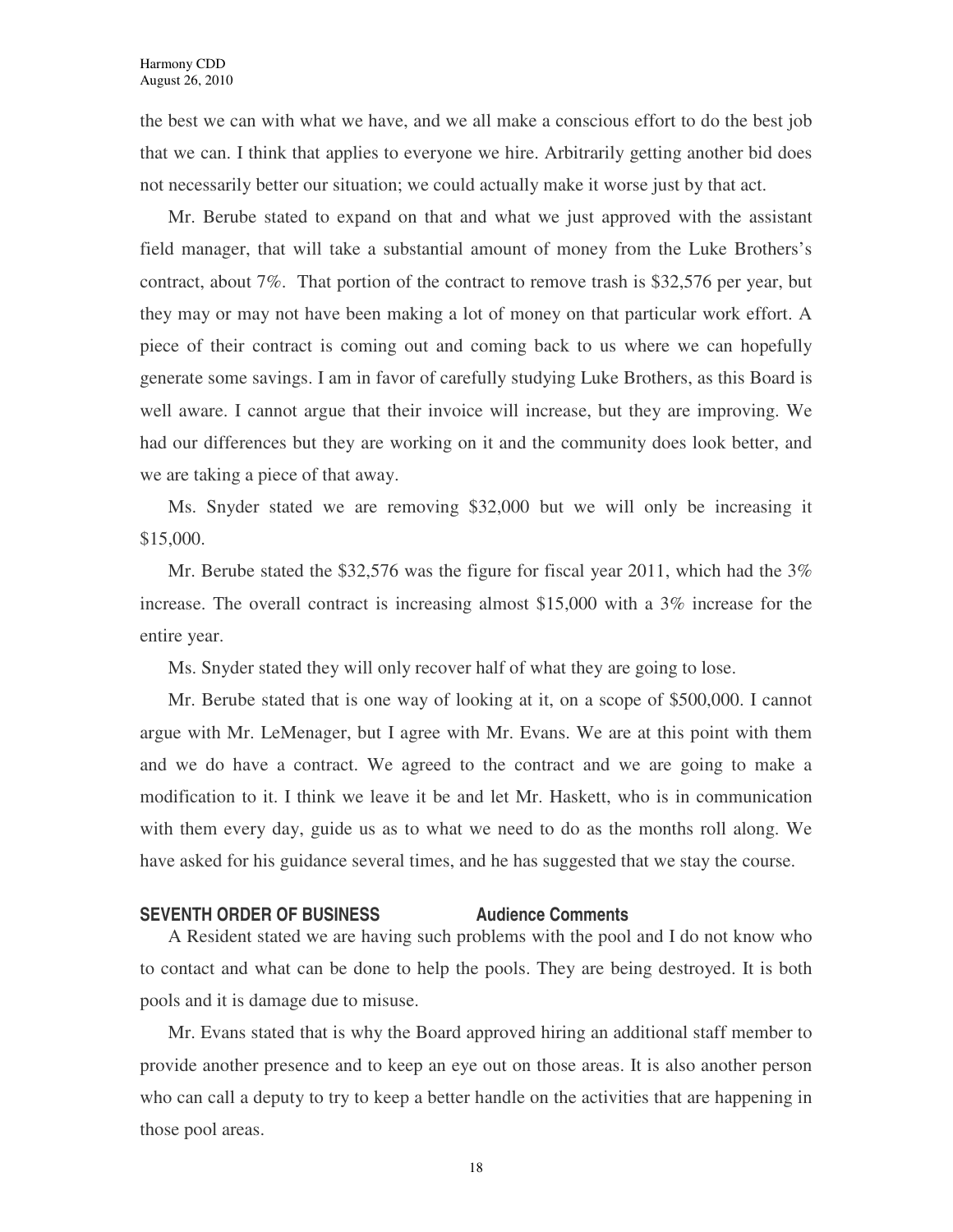the best we can with what we have, and we all make a conscious effort to do the best job that we can. I think that applies to everyone we hire. Arbitrarily getting another bid does not necessarily better our situation; we could actually make it worse just by that act.

Mr. Berube stated to expand on that and what we just approved with the assistant field manager, that will take a substantial amount of money from the Luke Brothers's contract, about 7%. That portion of the contract to remove trash is $32,576 per year, but they may or may not have been making a lot of money on that particular work effort. A piece of their contract is coming out and coming back to us where we can hopefully generate some savings. I am in favor of carefully studying Luke Brothers, as this Board is well aware. I cannot argue that their invoice will increase, but they are improving. We had our differences but they are working on it and the community does look better, and we are taking a piece of that away.

Ms. Snyder stated we are removing $32,000 but we will only be increasing it $15,000.

Mr. Berube stated the $32,576 was the figure for fiscal year 2011, which had the 3% increase. The overall contract is increasing almost $15,000 with a 3% increase for the entire year.

Ms. Snyder stated they will only recover half of what they are going to lose.

Mr. Berube stated that is one way of looking at it, on a scope of $500,000. I cannot argue with Mr. LeMenager, but I agree with Mr. Evans. We are at this point with them and we do have a contract. We agreed to the contract and we are going to make a modification to it. I think we leave it be and let Mr. Haskett, who is in communication with them every day, guide us as to what we need to do as the months roll along. We have asked for his guidance several times, and he has suggested that we stay the course.

**SEVENTH ORDER OF BUSINESS Audience Comments**

A Resident stated we are having such problems with the pool and I do not know who to contact and what can be done to help the pools. They are being destroyed. It is both pools and it is damage due to misuse.

Mr. Evans stated that is why the Board approved hiring an additional staff member to provide another presence and to keep an eye out on those areas. It is also another person who can call a deputy to try to keep a better handle on the activities that are happening in those pool areas.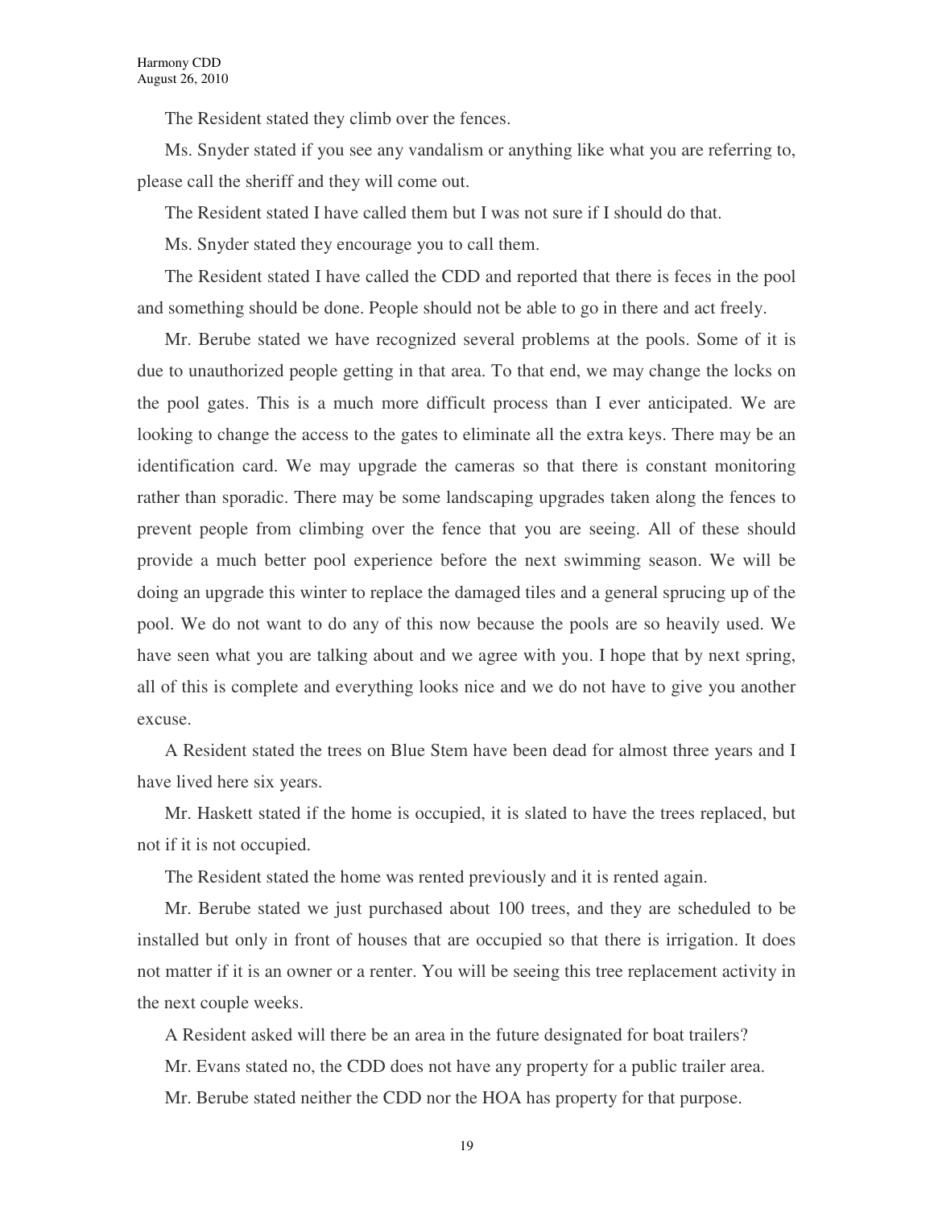The Resident stated they climb over the fences.

Ms. Snyder stated if you see any vandalism or anything like what you are referring to, please call the sheriff and they will come out.

The Resident stated I have called them but I was not sure if I should do that.

Ms. Snyder stated they encourage you to call them.

The Resident stated I have called the CDD and reported that there is feces in the pool and something should be done. People should not be able to go in there and act freely.

Mr. Berube stated we have recognized several problems at the pools. Some of it is due to unauthorized people getting in that area. To that end, we may change the locks on the pool gates. This is a much more difficult process than I ever anticipated. We are looking to change the access to the gates to eliminate all the extra keys. There may be an identification card. We may upgrade the cameras so that there is constant monitoring rather than sporadic. There may be some landscaping upgrades taken along the fences to prevent people from climbing over the fence that you are seeing. All of these should provide a much better pool experience before the next swimming season. We will be doing an upgrade this winter to replace the damaged tiles and a general sprucing up of the pool. We do not want to do any of this now because the pools are so heavily used. We have seen what you are talking about and we agree with you. I hope that by next spring, all of this is complete and everything looks nice and we do not have to give you another excuse.

A Resident stated the trees on Blue Stem have been dead for almost three years and I have lived here six years.

Mr. Haskett stated if the home is occupied, it is slated to have the trees replaced, but not if it is not occupied.

The Resident stated the home was rented previously and it is rented again.

Mr. Berube stated we just purchased about 100 trees, and they are scheduled to be installed but only in front of houses that are occupied so that there is irrigation. It does not matter if it is an owner or a renter. You will be seeing this tree replacement activity in the next couple weeks.

A Resident asked will there be an area in the future designated for boat trailers?

Mr. Evans stated no, the CDD does not have any property for a public trailer area.

Mr. Berube stated neither the CDD nor the HOA has property for that purpose.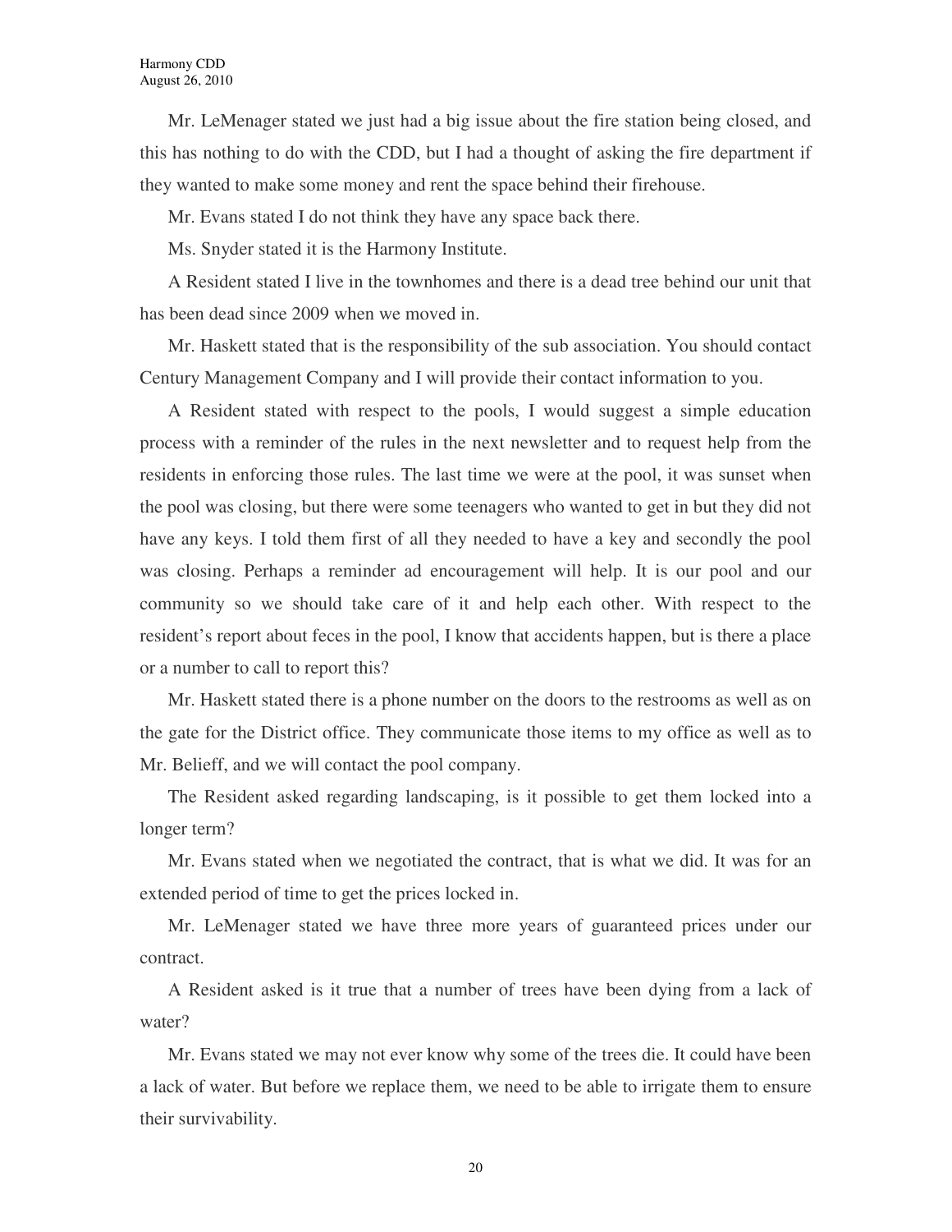Mr. LeMenager stated we just had a big issue about the fire station being closed, and this has nothing to do with the CDD, but I had a thought of asking the fire department if they wanted to make some money and rent the space behind their firehouse.

Mr. Evans stated I do not think they have any space back there.

Ms. Snyder stated it is the Harmony Institute.

A Resident stated I live in the townhomes and there is a dead tree behind our unit that has been dead since 2009 when we moved in.

Mr. Haskett stated that is the responsibility of the sub association. You should contact Century Management Company and I will provide their contact information to you.

A Resident stated with respect to the pools, I would suggest a simple education process with a reminder of the rules in the next newsletter and to request help from the residents in enforcing those rules. The last time we were at the pool, it was sunset when the pool was closing, but there were some teenagers who wanted to get in but they did not have any keys. I told them first of all they needed to have a key and secondly the pool was closing. Perhaps a reminder ad encouragement will help. It is our pool and our community so we should take care of it and help each other. With respect to the resident's report about feces in the pool, I know that accidents happen, but is there a place or a number to call to report this?

Mr. Haskett stated there is a phone number on the doors to the restrooms as well as on the gate for the District office. They communicate those items to my office as well as to Mr. Belieff, and we will contact the pool company.

The Resident asked regarding landscaping, is it possible to get them locked into a longer term?

Mr. Evans stated when we negotiated the contract, that is what we did. It was for an extended period of time to get the prices locked in.

Mr. LeMenager stated we have three more years of guaranteed prices under our contract.

A Resident asked is it true that a number of trees have been dying from a lack of water?

Mr. Evans stated we may not ever know why some of the trees die. It could have been a lack of water. But before we replace them, we need to be able to irrigate them to ensure their survivability.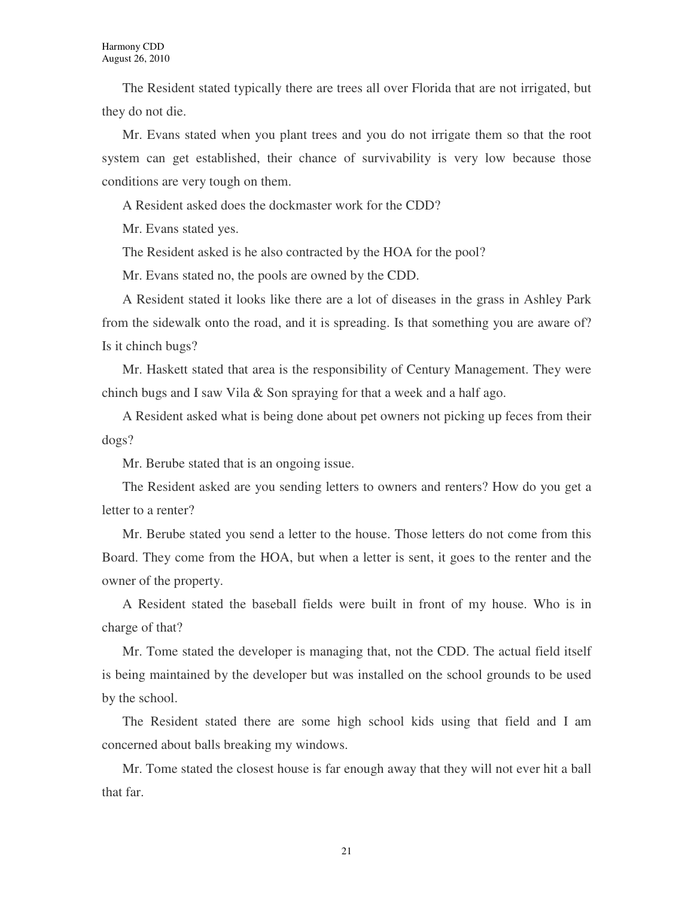The Resident stated typically there are trees all over Florida that are not irrigated, but they do not die.

Mr. Evans stated when you plant trees and you do not irrigate them so that the root system can get established, their chance of survivability is very low because those conditions are very tough on them.

A Resident asked does the dockmaster work for the CDD?

Mr. Evans stated yes.

The Resident asked is he also contracted by the HOA for the pool?

Mr. Evans stated no, the pools are owned by the CDD.

A Resident stated it looks like there are a lot of diseases in the grass in Ashley Park from the sidewalk onto the road, and it is spreading. Is that something you are aware of? Is it chinch bugs?

Mr. Haskett stated that area is the responsibility of Century Management. They were chinch bugs and I saw Vila & Son spraying for that a week and a half ago.

A Resident asked what is being done about pet owners not picking up feces from their dogs?

Mr. Berube stated that is an ongoing issue.

The Resident asked are you sending letters to owners and renters? How do you get a letter to a renter?

Mr. Berube stated you send a letter to the house. Those letters do not come from this Board. They come from the HOA, but when a letter is sent, it goes to the renter and the owner of the property.

A Resident stated the baseball fields were built in front of my house. Who is in charge of that?

Mr. Tome stated the developer is managing that, not the CDD. The actual field itself is being maintained by the developer but was installed on the school grounds to be used by the school.

The Resident stated there are some high school kids using that field and I am concerned about balls breaking my windows.

Mr. Tome stated the closest house is far enough away that they will not ever hit a ball that far.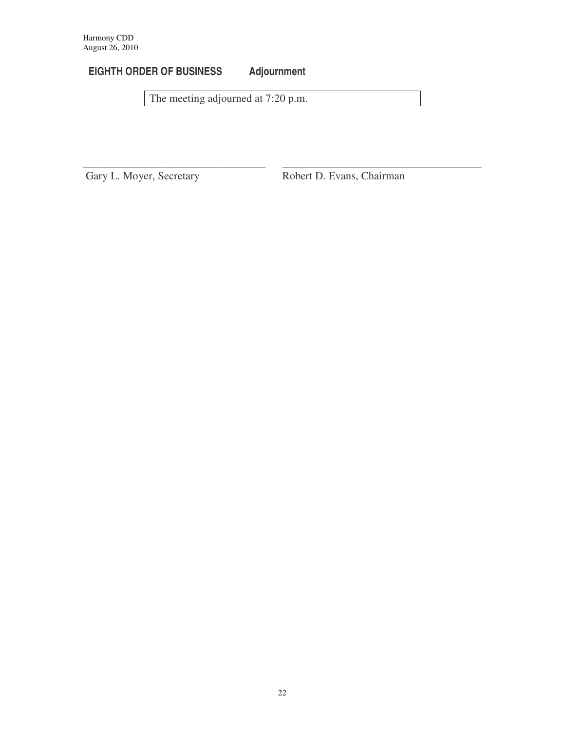**EIGHTH ORDER OF BUSINESS** **Adjournment**

The meeting adjourned at 7:20 p.m.

\_\_\_\_\_\_\_\_\_\_\_\_\_\_\_\_\_\_\_\_\_\_\_\_\_\_\_\_\_\_\_\_\_\_\_ \_\_\_\_\_\_\_\_\_\_\_\_\_\_\_\_\_\_\_\_\_\_\_\_\_\_\_\_\_\_\_\_\_\_\_\_\_\_

Gary L. Moyer, Secretary Robert D. Evans, Chairman